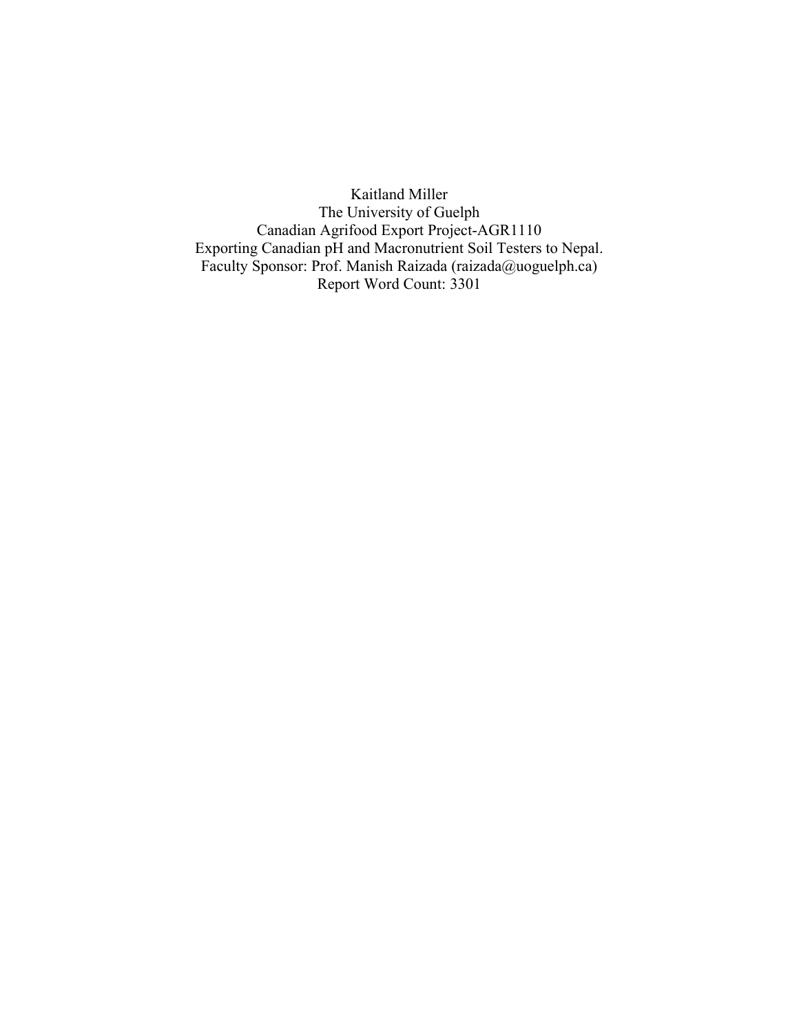Kaitland Miller

The University of Guelph

Canadian Agrifood Export Project-AGR1110

Exporting Canadian pH and Macronutrient Soil Testers to Nepal.

Faculty Sponsor: Prof. Manish Raizada (raizada@uoguelph.ca)

Report Word Count: 3301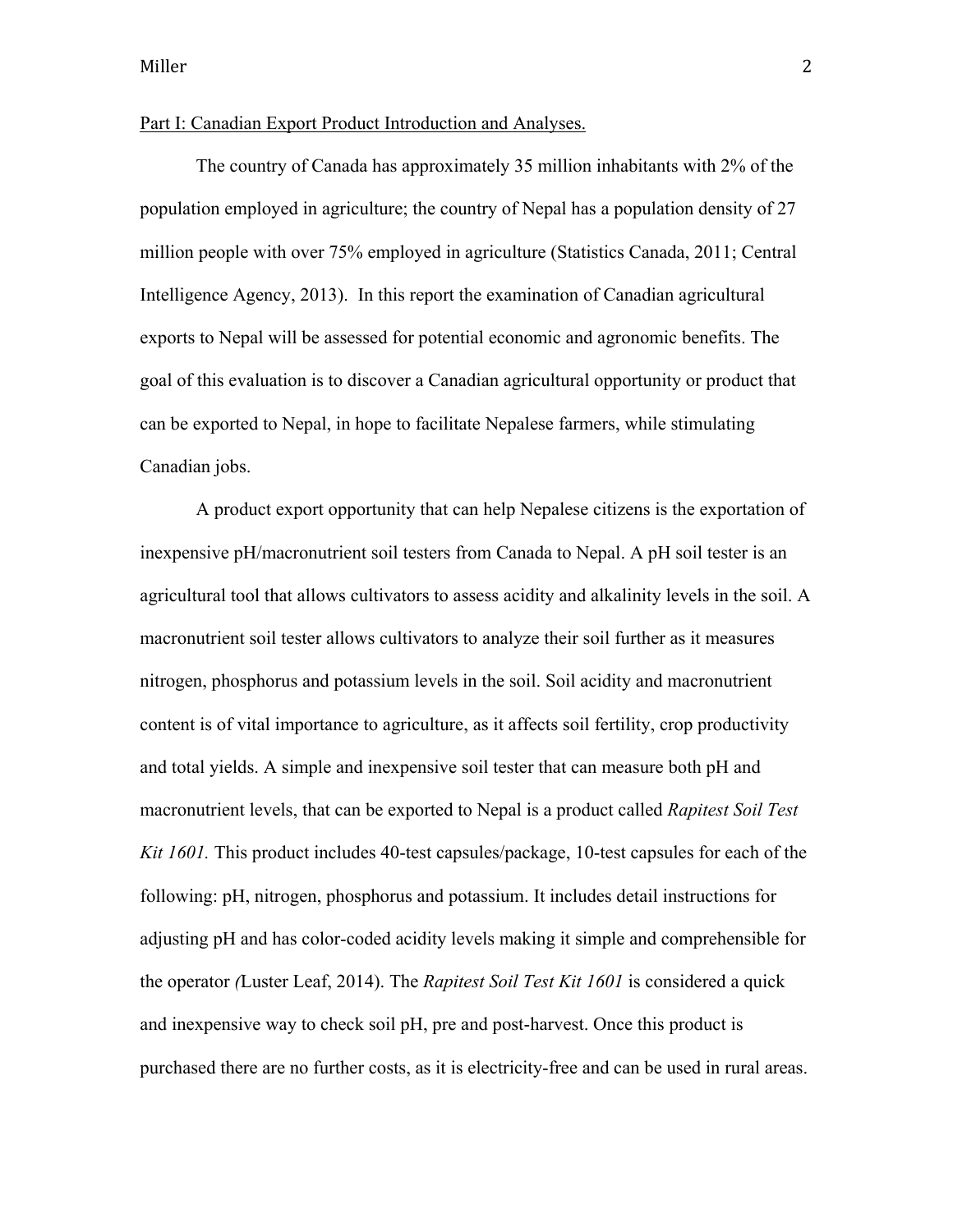Part I: Canadian Export Product Introduction and Analyses.

The country of Canada has approximately 35 million inhabitants with 2% of the population employed in agriculture; the country of Nepal has a population density of 27 million people with over 75% employed in agriculture (Statistics Canada, 2011; Central Intelligence Agency, 2013). In this report the examination of Canadian agricultural exports to Nepal will be assessed for potential economic and agronomic benefits. The goal of this evaluation is to discover a Canadian agricultural opportunity or product that can be exported to Nepal, in hope to facilitate Nepalese farmers, while stimulating Canadian jobs.

A product export opportunity that can help Nepalese citizens is the exportation of inexpensive pH/macronutrient soil testers from Canada to Nepal. A pH soil tester is an agricultural tool that allows cultivators to assess acidity and alkalinity levels in the soil. A macronutrient soil tester allows cultivators to analyze their soil further as it measures nitrogen, phosphorus and potassium levels in the soil. Soil acidity and macronutrient content is of vital importance to agriculture, as it affects soil fertility, crop productivity and total yields. A simple and inexpensive soil tester that can measure both pH and macronutrient levels, that can be exported to Nepal is a product called *Rapitest Soil Test Kit 1601.* This product includes 40-test capsules/package, 10-test capsules for each of the following: pH, nitrogen, phosphorus and potassium. It includes detail instructions for adjusting pH and has color-coded acidity levels making it simple and comprehensible for the operator *(*Luster Leaf, 2014). The *Rapitest Soil Test Kit 1601* is considered a quick and inexpensive way to check soil pH, pre and post-harvest. Once this product is purchased there are no further costs, as it is electricity-free and can be used in rural areas.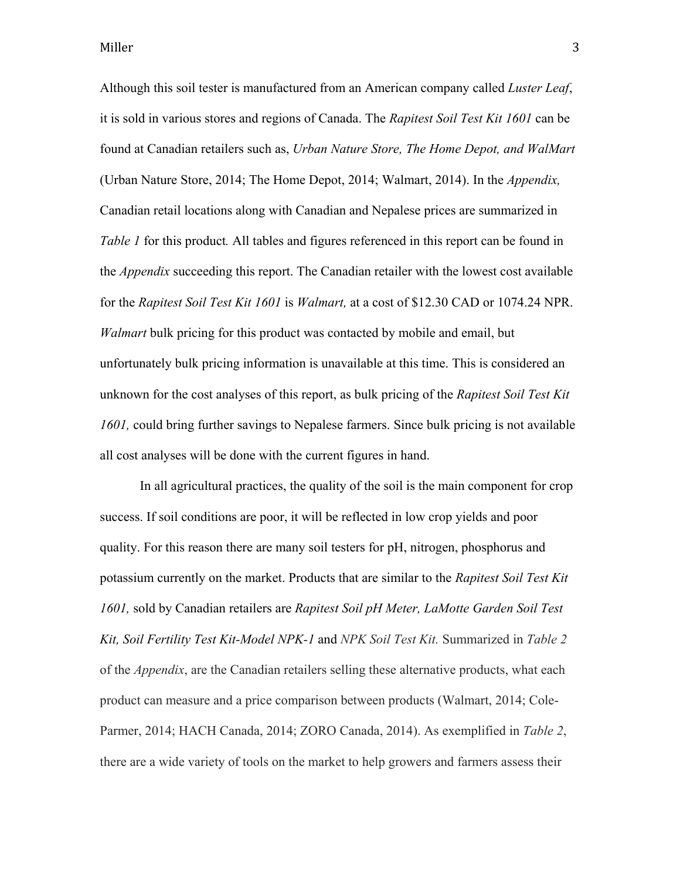Although this soil tester is manufactured from an American company called *Luster Leaf*, it is sold in various stores and regions of Canada. The *Rapitest Soil Test Kit 1601* can be found at Canadian retailers such as, *Urban Nature Store, The Home Depot, and WalMart* (Urban Nature Store, 2014; The Home Depot, 2014; Walmart, 2014). In the *Appendix,* Canadian retail locations along with Canadian and Nepalese prices are summarized in *Table 1* for this product*.* All tables and figures referenced in this report can be found in the *Appendix* succeeding this report. The Canadian retailer with the lowest cost available for the *Rapitest Soil Test Kit 1601* is *Walmart,* at a cost of $12.30 CAD or 1074.24 NPR. *Walmart* bulk pricing for this product was contacted by mobile and email, but unfortunately bulk pricing information is unavailable at this time. This is considered an unknown for the cost analyses of this report, as bulk pricing of the *Rapitest Soil Test Kit 1601,* could bring further savings to Nepalese farmers. Since bulk pricing is not available all cost analyses will be done with the current figures in hand.

In all agricultural practices, the quality of the soil is the main component for crop success. If soil conditions are poor, it will be reflected in low crop yields and poor quality. For this reason there are many soil testers for pH, nitrogen, phosphorus and potassium currently on the market. Products that are similar to the *Rapitest Soil Test Kit 1601,* sold by Canadian retailers are *Rapitest Soil pH Meter, LaMotte Garden Soil Test Kit, Soil Fertility Test Kit-Model NPK-1* and *NPK Soil Test Kit.* Summarized in *Table 2* of the *Appendix*, are the Canadian retailers selling these alternative products, what each product can measure and a price comparison between products (Walmart, 2014; Cole-Parmer, 2014; HACH Canada, 2014; ZORO Canada, 2014). As exemplified in *Table 2*, there are a wide variety of tools on the market to help growers and farmers assess their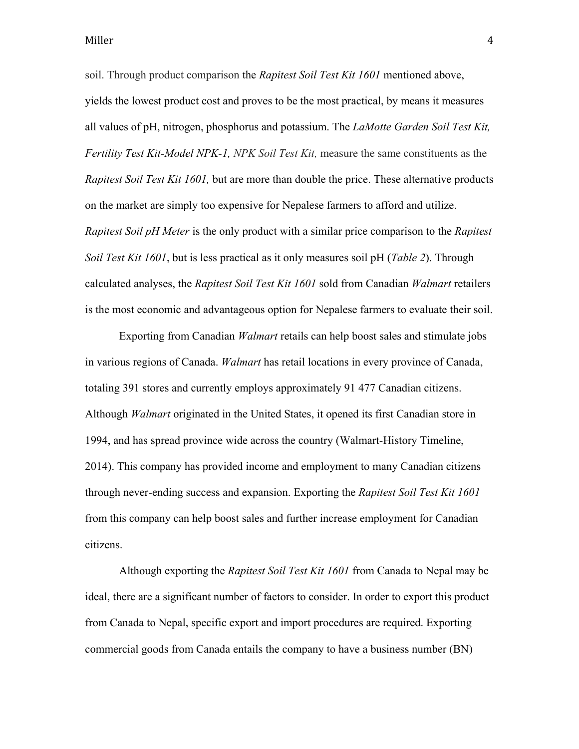soil. Through product comparison the *Rapitest Soil Test Kit 1601* mentioned above, yields the lowest product cost and proves to be the most practical, by means it measures all values of pH, nitrogen, phosphorus and potassium. The *LaMotte Garden Soil Test Kit, Fertility Test Kit-Model NPK-1, NPK Soil Test Kit,* measure the same constituents as the *Rapitest Soil Test Kit 1601,* but are more than double the price. These alternative products on the market are simply too expensive for Nepalese farmers to afford and utilize. *Rapitest Soil pH Meter* is the only product with a similar price comparison to the *Rapitest Soil Test Kit 1601*, but is less practical as it only measures soil pH (*Table 2*). Through calculated analyses, the *Rapitest Soil Test Kit 1601* sold from Canadian *Walmart* retailers is the most economic and advantageous option for Nepalese farmers to evaluate their soil.

Exporting from Canadian *Walmart* retails can help boost sales and stimulate jobs in various regions of Canada. *Walmart* has retail locations in every province of Canada, totaling 391 stores and currently employs approximately 91 477 Canadian citizens. Although *Walmart* originated in the United States, it opened its first Canadian store in 1994, and has spread province wide across the country (Walmart-History Timeline, 2014). This company has provided income and employment to many Canadian citizens through never-ending success and expansion. Exporting the *Rapitest Soil Test Kit 1601* from this company can help boost sales and further increase employment for Canadian citizens.

Although exporting the *Rapitest Soil Test Kit 1601* from Canada to Nepal may be ideal, there are a significant number of factors to consider. In order to export this product from Canada to Nepal, specific export and import procedures are required. Exporting commercial goods from Canada entails the company to have a business number (BN)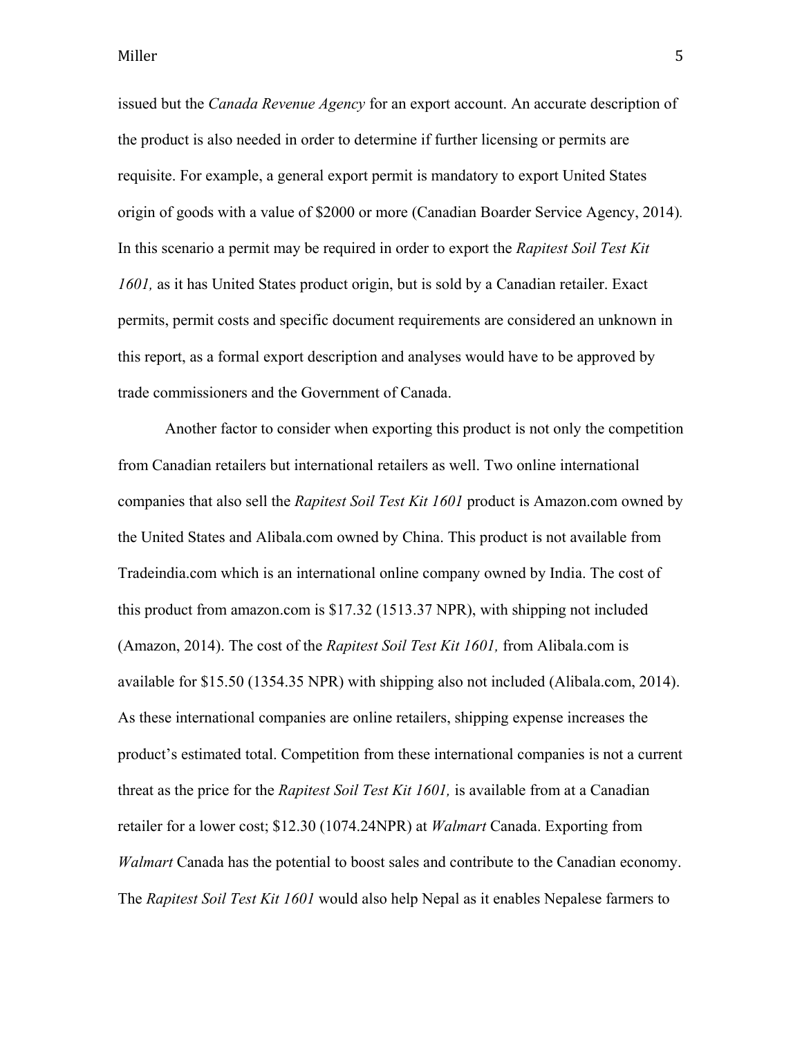issued but the *Canada Revenue Agency* for an export account. An accurate description of the product is also needed in order to determine if further licensing or permits are requisite. For example, a general export permit is mandatory to export United States origin of goods with a value of $2000 or more (Canadian Boarder Service Agency, 2014). In this scenario a permit may be required in order to export the *Rapitest Soil Test Kit 1601,* as it has United States product origin, but is sold by a Canadian retailer. Exact permits, permit costs and specific document requirements are considered an unknown in this report, as a formal export description and analyses would have to be approved by trade commissioners and the Government of Canada.

Another factor to consider when exporting this product is not only the competition from Canadian retailers but international retailers as well. Two online international companies that also sell the *Rapitest Soil Test Kit 1601* product is Amazon.com owned by the United States and Alibala.com owned by China. This product is not available from Tradeindia.com which is an international online company owned by India. The cost of this product from amazon.com is $17.32 (1513.37 NPR), with shipping not included (Amazon, 2014). The cost of the *Rapitest Soil Test Kit 1601,* from Alibala.com is available for $15.50 (1354.35 NPR) with shipping also not included (Alibala.com, 2014). As these international companies are online retailers, shipping expense increases the product's estimated total. Competition from these international companies is not a current threat as the price for the *Rapitest Soil Test Kit 1601,* is available from at a Canadian retailer for a lower cost; $12.30 (1074.24NPR) at *Walmart* Canada. Exporting from *Walmart* Canada has the potential to boost sales and contribute to the Canadian economy. The *Rapitest Soil Test Kit 1601* would also help Nepal as it enables Nepalese farmers to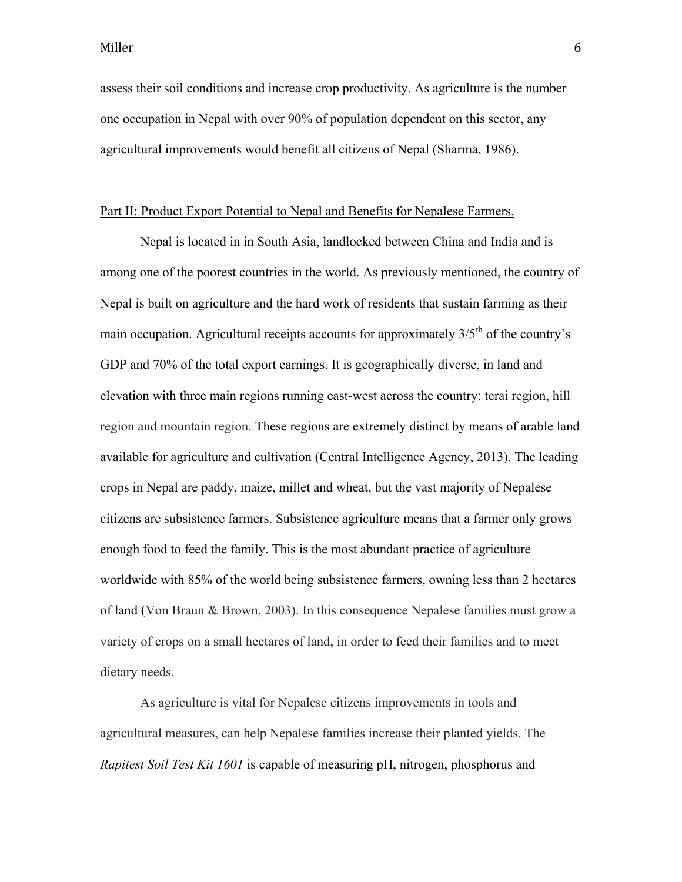assess their soil conditions and increase crop productivity. As agriculture is the number one occupation in Nepal with over 90% of population dependent on this sector, any agricultural improvements would benefit all citizens of Nepal (Sharma, 1986).

<u>Part II: Product Export Potential to Nepal and Benefits for Nepalese Farmers.</u>

Nepal is located in in South Asia, landlocked between China and India and is among one of the poorest countries in the world. As previously mentioned, the country of Nepal is built on agriculture and the hard work of residents that sustain farming as their main occupation. Agricultural receipts accounts for approximately 3/5th of the country's GDP and 70% of the total export earnings. It is geographically diverse, in land and elevation with three main regions running east-west across the country: terai region, hill region and mountain region. These regions are extremely distinct by means of arable land available for agriculture and cultivation (Central Intelligence Agency, 2013). The leading crops in Nepal are paddy, maize, millet and wheat, but the vast majority of Nepalese citizens are subsistence farmers. Subsistence agriculture means that a farmer only grows enough food to feed the family. This is the most abundant practice of agriculture worldwide with 85% of the world being subsistence farmers, owning less than 2 hectares of land (Von Braun & Brown, 2003). In this consequence Nepalese families must grow a variety of crops on a small hectares of land, in order to feed their families and to meet dietary needs.

As agriculture is vital for Nepalese citizens improvements in tools and agricultural measures, can help Nepalese families increase their planted yields. The *Rapitest Soil Test Kit 1601* is capable of measuring pH, nitrogen, phosphorus and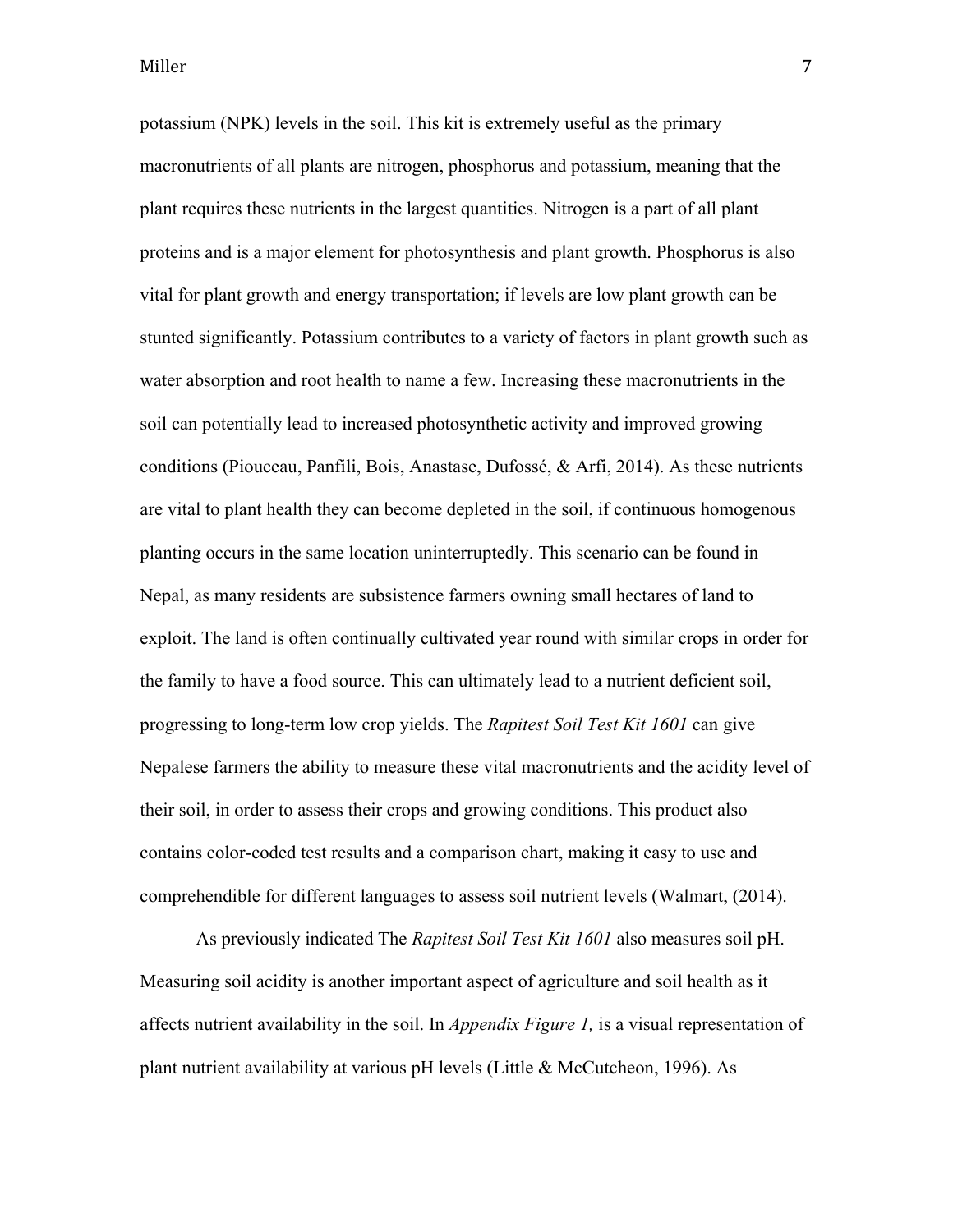potassium (NPK) levels in the soil. This kit is extremely useful as the primary macronutrients of all plants are nitrogen, phosphorus and potassium, meaning that the plant requires these nutrients in the largest quantities. Nitrogen is a part of all plant proteins and is a major element for photosynthesis and plant growth. Phosphorus is also vital for plant growth and energy transportation; if levels are low plant growth can be stunted significantly. Potassium contributes to a variety of factors in plant growth such as water absorption and root health to name a few. Increasing these macronutrients in the soil can potentially lead to increased photosynthetic activity and improved growing conditions (Piouceau, Panfili, Bois, Anastase, Dufossé, & Arfi, 2014). As these nutrients are vital to plant health they can become depleted in the soil, if continuous homogenous planting occurs in the same location uninterruptedly. This scenario can be found in Nepal, as many residents are subsistence farmers owning small hectares of land to exploit. The land is often continually cultivated year round with similar crops in order for the family to have a food source. This can ultimately lead to a nutrient deficient soil, progressing to long-term low crop yields. The *Rapitest Soil Test Kit 1601* can give Nepalese farmers the ability to measure these vital macronutrients and the acidity level of their soil, in order to assess their crops and growing conditions. This product also contains color-coded test results and a comparison chart, making it easy to use and comprehendible for different languages to assess soil nutrient levels (Walmart, (2014).

As previously indicated The *Rapitest Soil Test Kit 1601* also measures soil pH. Measuring soil acidity is another important aspect of agriculture and soil health as it affects nutrient availability in the soil. In *Appendix Figure 1,* is a visual representation of plant nutrient availability at various pH levels (Little & McCutcheon, 1996). As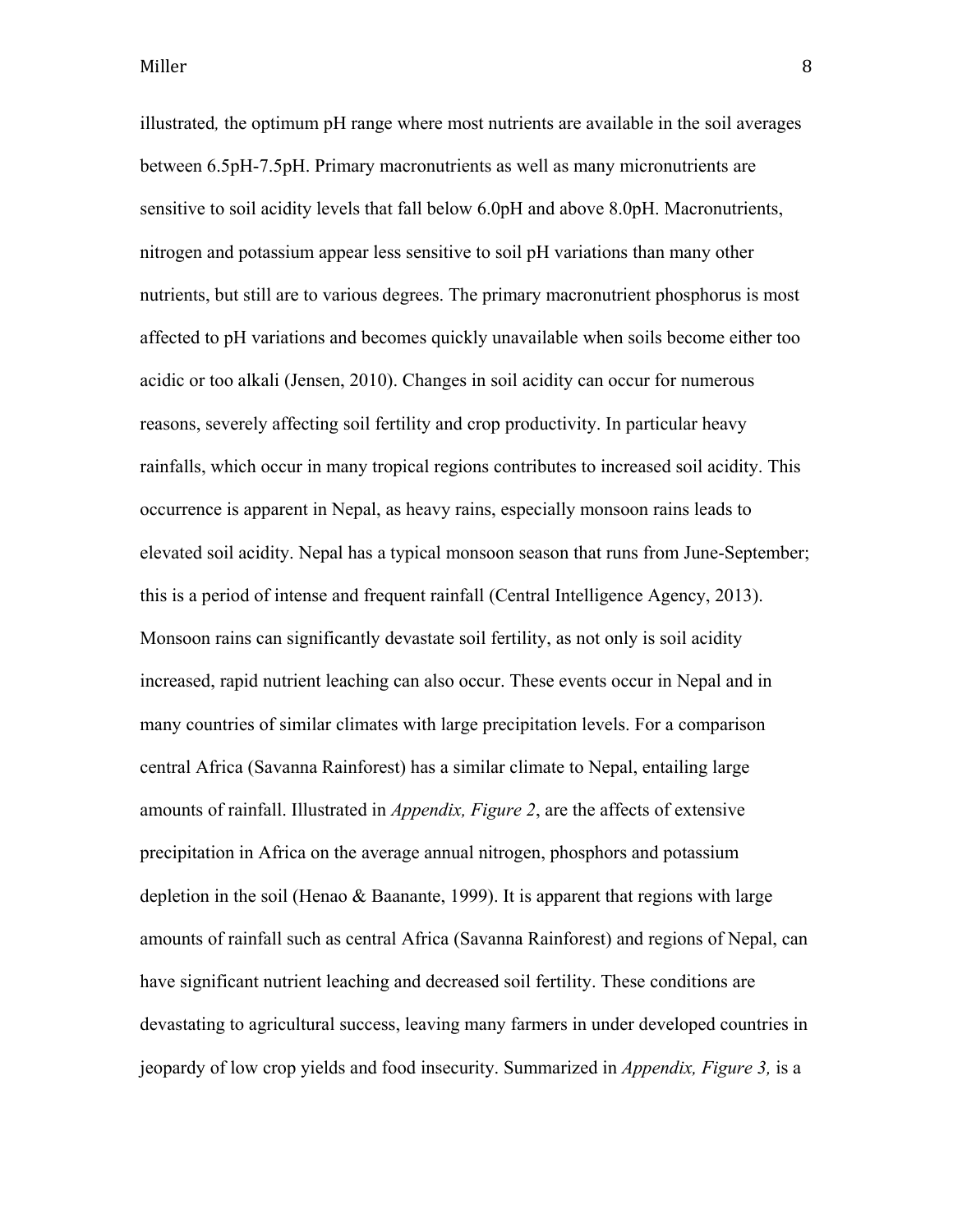illustrated*,* the optimum pH range where most nutrients are available in the soil averages between 6.5pH-7.5pH. Primary macronutrients as well as many micronutrients are sensitive to soil acidity levels that fall below 6.0pH and above 8.0pH. Macronutrients, nitrogen and potassium appear less sensitive to soil pH variations than many other nutrients, but still are to various degrees. The primary macronutrient phosphorus is most affected to pH variations and becomes quickly unavailable when soils become either too acidic or too alkali (Jensen, 2010). Changes in soil acidity can occur for numerous reasons, severely affecting soil fertility and crop productivity. In particular heavy rainfalls, which occur in many tropical regions contributes to increased soil acidity. This occurrence is apparent in Nepal, as heavy rains, especially monsoon rains leads to elevated soil acidity. Nepal has a typical monsoon season that runs from June-September; this is a period of intense and frequent rainfall (Central Intelligence Agency, 2013). Monsoon rains can significantly devastate soil fertility, as not only is soil acidity increased, rapid nutrient leaching can also occur. These events occur in Nepal and in many countries of similar climates with large precipitation levels. For a comparison central Africa (Savanna Rainforest) has a similar climate to Nepal, entailing large amounts of rainfall. Illustrated in *Appendix, Figure 2*, are the affects of extensive precipitation in Africa on the average annual nitrogen, phosphors and potassium depletion in the soil (Henao & Baanante, 1999). It is apparent that regions with large amounts of rainfall such as central Africa (Savanna Rainforest) and regions of Nepal, can have significant nutrient leaching and decreased soil fertility. These conditions are devastating to agricultural success, leaving many farmers in under developed countries in jeopardy of low crop yields and food insecurity. Summarized in *Appendix, Figure 3,* is a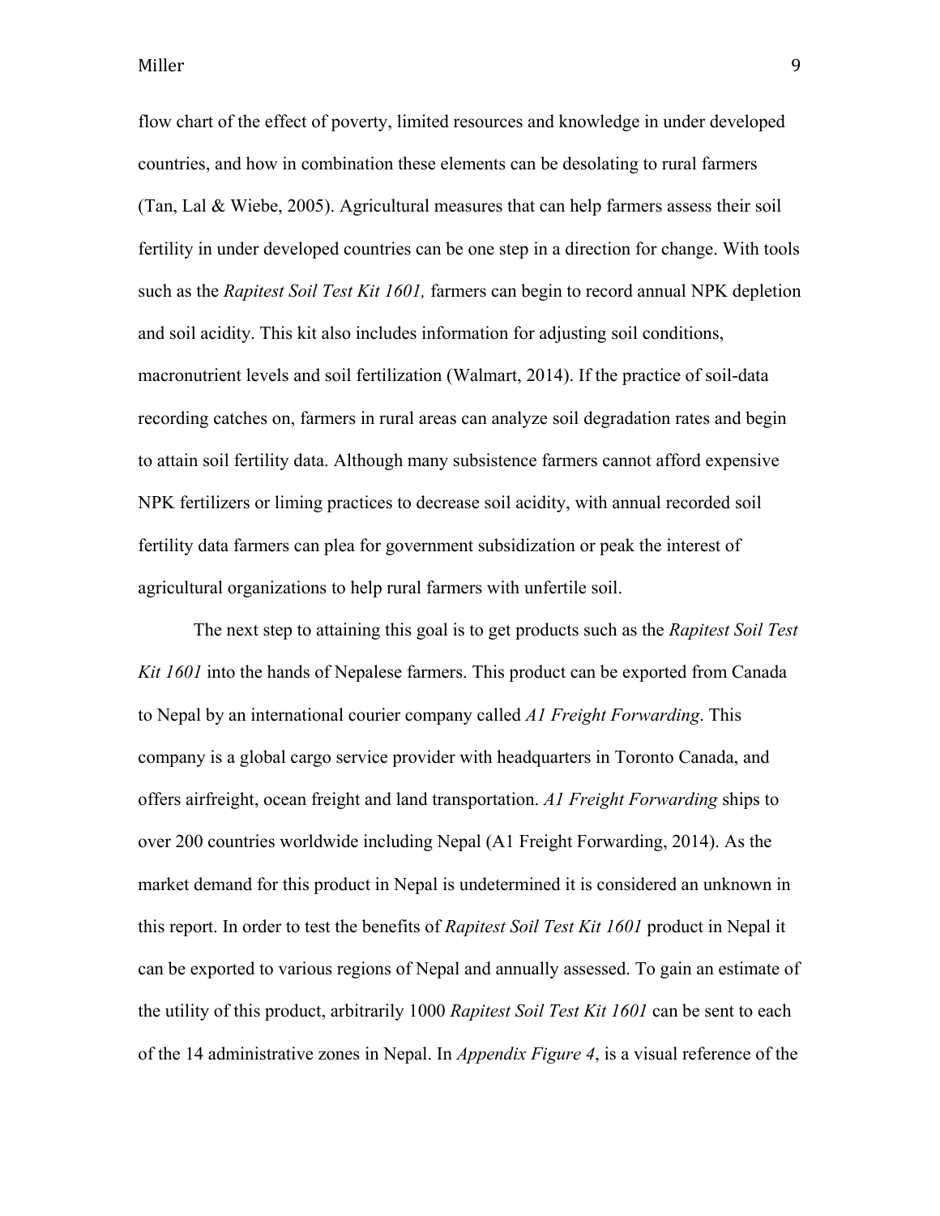flow chart of the effect of poverty, limited resources and knowledge in under developed countries, and how in combination these elements can be desolating to rural farmers (Tan, Lal & Wiebe, 2005). Agricultural measures that can help farmers assess their soil fertility in under developed countries can be one step in a direction for change. With tools such as the *Rapitest Soil Test Kit 1601,* farmers can begin to record annual NPK depletion and soil acidity. This kit also includes information for adjusting soil conditions, macronutrient levels and soil fertilization (Walmart, 2014). If the practice of soil-data recording catches on, farmers in rural areas can analyze soil degradation rates and begin to attain soil fertility data. Although many subsistence farmers cannot afford expensive NPK fertilizers or liming practices to decrease soil acidity, with annual recorded soil fertility data farmers can plea for government subsidization or peak the interest of agricultural organizations to help rural farmers with unfertile soil.

The next step to attaining this goal is to get products such as the *Rapitest Soil Test Kit 1601* into the hands of Nepalese farmers. This product can be exported from Canada to Nepal by an international courier company called *A1 Freight Forwarding*. This company is a global cargo service provider with headquarters in Toronto Canada, and offers airfreight, ocean freight and land transportation. *A1 Freight Forwarding* ships to over 200 countries worldwide including Nepal (A1 Freight Forwarding, 2014). As the market demand for this product in Nepal is undetermined it is considered an unknown in this report. In order to test the benefits of *Rapitest Soil Test Kit 1601* product in Nepal it can be exported to various regions of Nepal and annually assessed. To gain an estimate of the utility of this product, arbitrarily 1000 *Rapitest Soil Test Kit 1601* can be sent to each of the 14 administrative zones in Nepal. In *Appendix Figure 4*, is a visual reference of the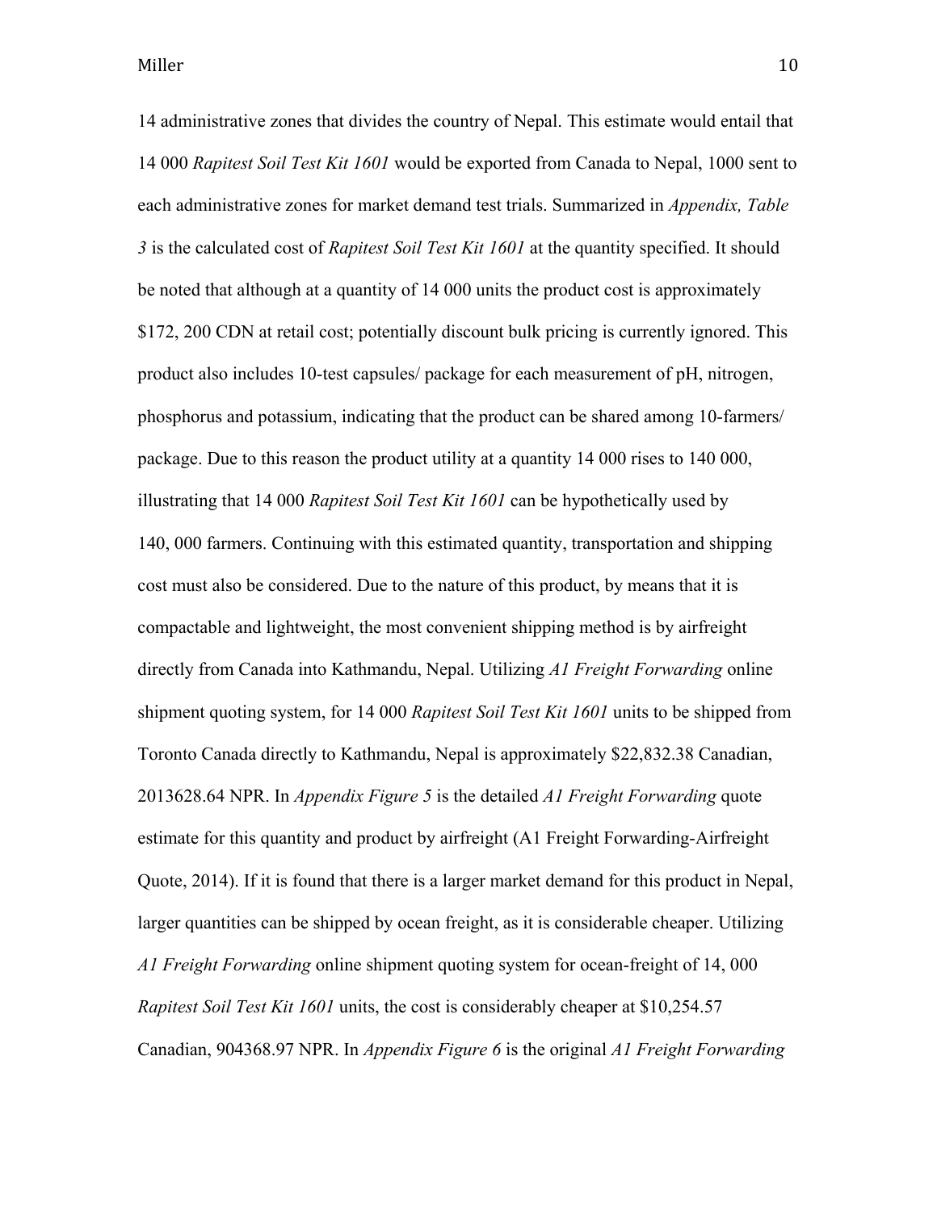14 administrative zones that divides the country of Nepal. This estimate would entail that 14 000 *Rapitest Soil Test Kit 1601* would be exported from Canada to Nepal, 1000 sent to each administrative zones for market demand test trials. Summarized in *Appendix, Table 3* is the calculated cost of *Rapitest Soil Test Kit 1601* at the quantity specified. It should be noted that although at a quantity of 14 000 units the product cost is approximately $172, 200 CDN at retail cost; potentially discount bulk pricing is currently ignored. This product also includes 10-test capsules/ package for each measurement of pH, nitrogen, phosphorus and potassium, indicating that the product can be shared among 10-farmers/ package. Due to this reason the product utility at a quantity 14 000 rises to 140 000, illustrating that 14 000 *Rapitest Soil Test Kit 1601* can be hypothetically used by 140, 000 farmers. Continuing with this estimated quantity, transportation and shipping cost must also be considered. Due to the nature of this product, by means that it is compactable and lightweight, the most convenient shipping method is by airfreight directly from Canada into Kathmandu, Nepal. Utilizing *A1 Freight Forwarding* online shipment quoting system, for 14 000 *Rapitest Soil Test Kit 1601* units to be shipped from Toronto Canada directly to Kathmandu, Nepal is approximately $22,832.38 Canadian, 2013628.64 NPR. In *Appendix Figure 5* is the detailed *A1 Freight Forwarding* quote estimate for this quantity and product by airfreight (A1 Freight Forwarding-Airfreight Quote, 2014). If it is found that there is a larger market demand for this product in Nepal, larger quantities can be shipped by ocean freight, as it is considerable cheaper. Utilizing *A1 Freight Forwarding* online shipment quoting system for ocean-freight of 14, 000 *Rapitest Soil Test Kit 1601* units, the cost is considerably cheaper at $10,254.57 Canadian, 904368.97 NPR. In *Appendix Figure 6* is the original *A1 Freight Forwarding*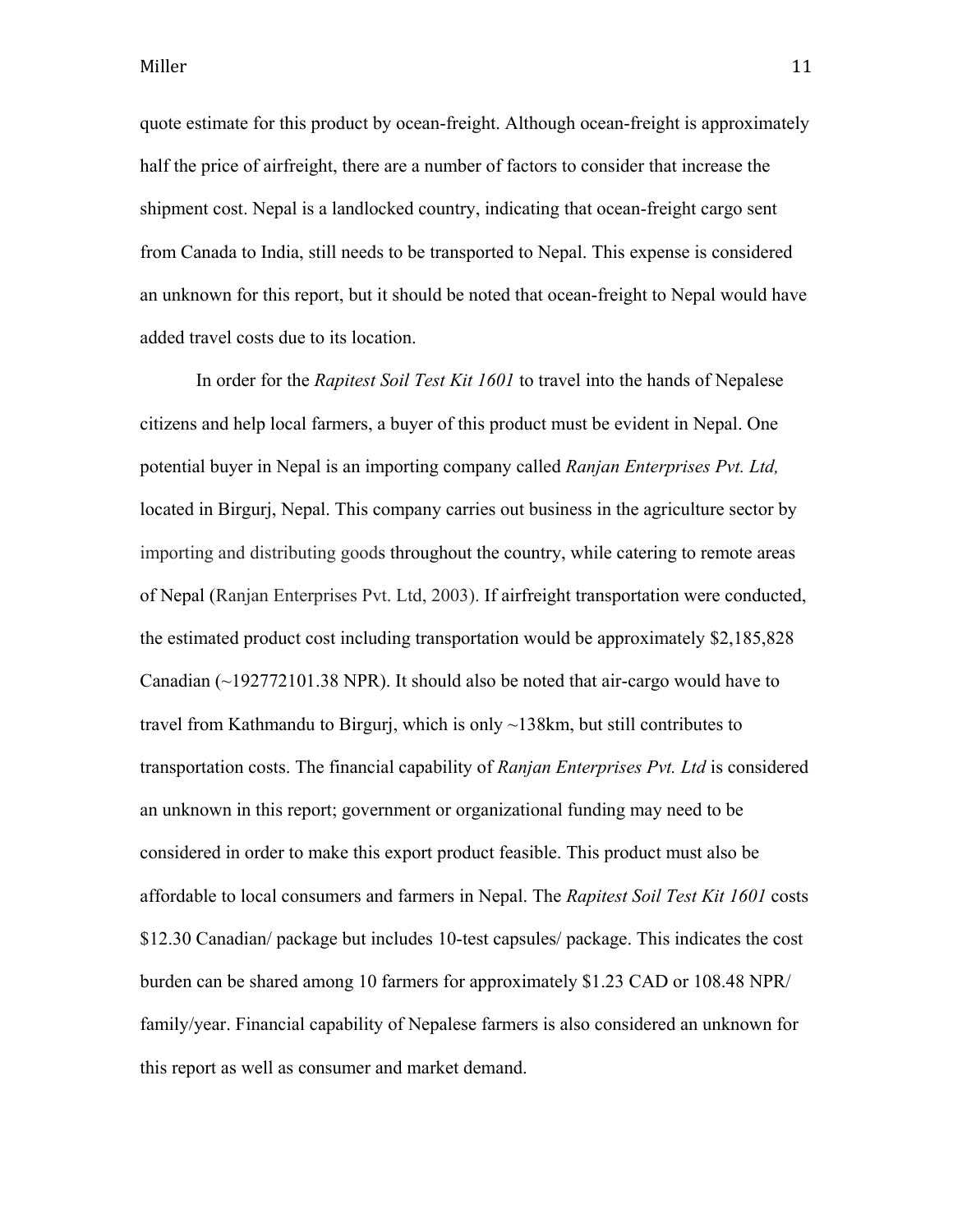quote estimate for this product by ocean-freight. Although ocean-freight is approximately half the price of airfreight, there are a number of factors to consider that increase the shipment cost. Nepal is a landlocked country, indicating that ocean-freight cargo sent from Canada to India, still needs to be transported to Nepal. This expense is considered an unknown for this report, but it should be noted that ocean-freight to Nepal would have added travel costs due to its location.

In order for the *Rapitest Soil Test Kit 1601* to travel into the hands of Nepalese citizens and help local farmers, a buyer of this product must be evident in Nepal. One potential buyer in Nepal is an importing company called *Ranjan Enterprises Pvt. Ltd,* located in Birgurj, Nepal. This company carries out business in the agriculture sector by importing and distributing goods throughout the country, while catering to remote areas of Nepal (Ranjan Enterprises Pvt. Ltd, 2003). If airfreight transportation were conducted, the estimated product cost including transportation would be approximately $2,185,828 Canadian (~192772101.38 NPR). It should also be noted that air-cargo would have to travel from Kathmandu to Birgurj, which is only ~138km, but still contributes to transportation costs. The financial capability of *Ranjan Enterprises Pvt. Ltd* is considered an unknown in this report; government or organizational funding may need to be considered in order to make this export product feasible. This product must also be affordable to local consumers and farmers in Nepal. The *Rapitest Soil Test Kit 1601* costs $12.30 Canadian/ package but includes 10-test capsules/ package. This indicates the cost burden can be shared among 10 farmers for approximately $1.23 CAD or 108.48 NPR/ family/year. Financial capability of Nepalese farmers is also considered an unknown for this report as well as consumer and market demand.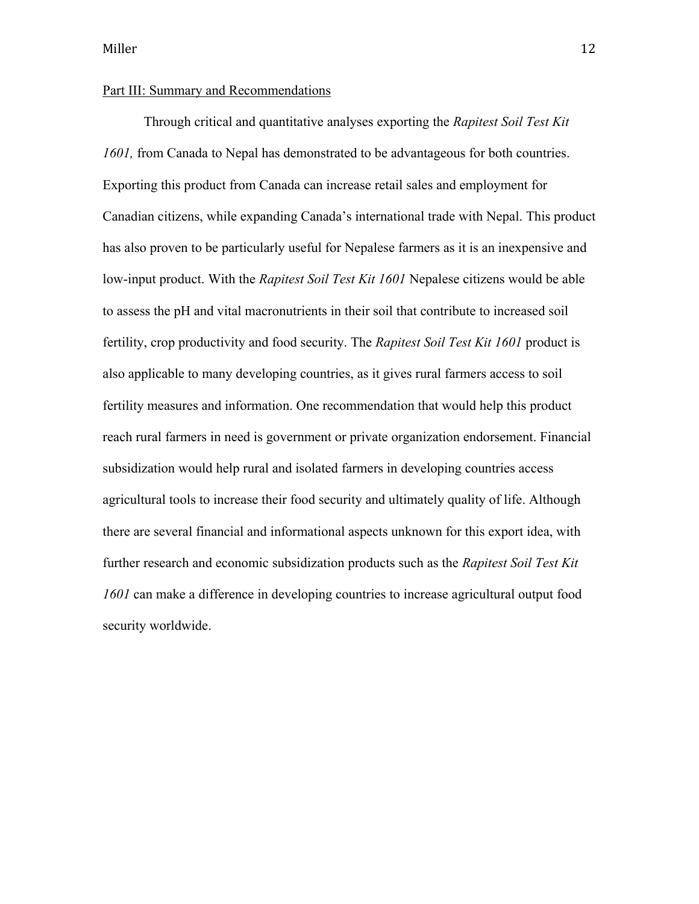## Part III: Summary and Recommendations

Through critical and quantitative analyses exporting the *Rapitest Soil Test Kit 1601,* from Canada to Nepal has demonstrated to be advantageous for both countries. Exporting this product from Canada can increase retail sales and employment for Canadian citizens, while expanding Canada's international trade with Nepal. This product has also proven to be particularly useful for Nepalese farmers as it is an inexpensive and low-input product. With the *Rapitest Soil Test Kit 1601* Nepalese citizens would be able to assess the pH and vital macronutrients in their soil that contribute to increased soil fertility, crop productivity and food security. The *Rapitest Soil Test Kit 1601* product is also applicable to many developing countries, as it gives rural farmers access to soil fertility measures and information. One recommendation that would help this product reach rural farmers in need is government or private organization endorsement. Financial subsidization would help rural and isolated farmers in developing countries access agricultural tools to increase their food security and ultimately quality of life. Although there are several financial and informational aspects unknown for this export idea, with further research and economic subsidization products such as the *Rapitest Soil Test Kit 1601* can make a difference in developing countries to increase agricultural output food security worldwide.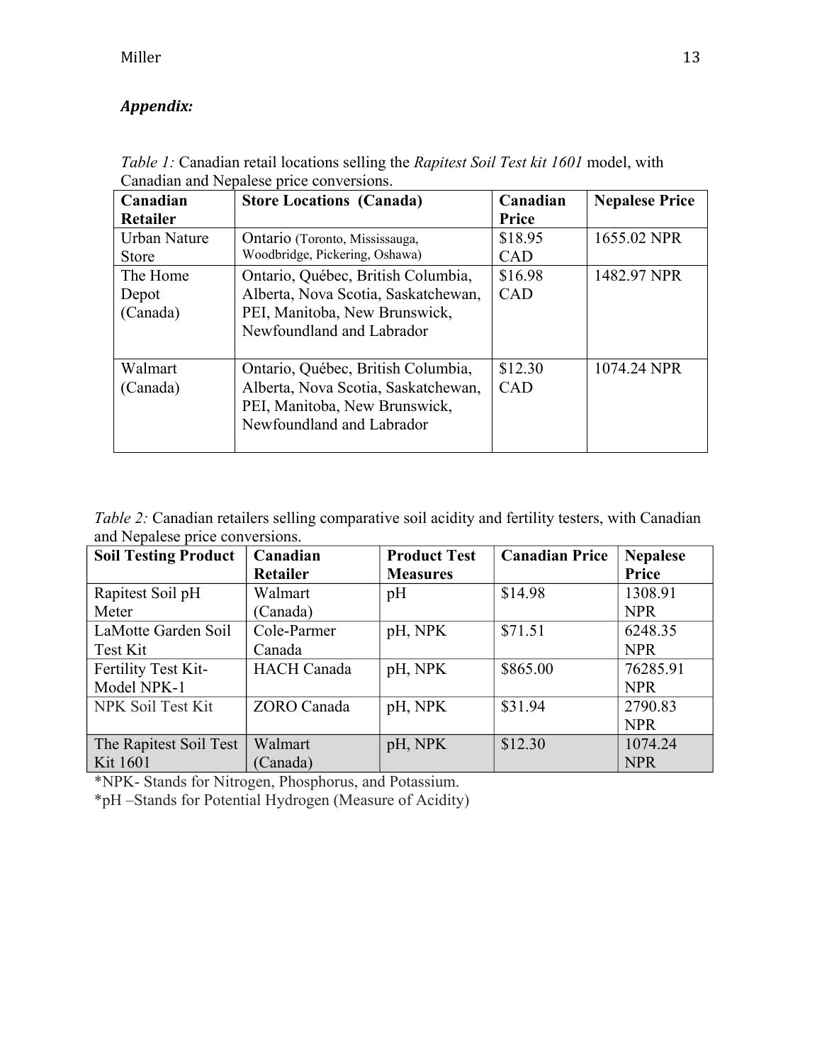***Appendix:***

*Table 1:* Canadian retail locations selling the *Rapitest Soil Test kit 1601* model, with Canadian and Nepalese price conversions.

| Canadian Retailer | Store Locations (Canada) | Canadian Price | Nepalese Price |
|---|---|---|---|
| Urban Nature Store | Ontario (Toronto, Mississauga, Woodbridge, Pickering, Oshawa) | $18.95 CAD | 1655.02 NPR |
| The Home Depot (Canada) | Ontario, Québec, British Columbia, Alberta, Nova Scotia, Saskatchewan, PEI, Manitoba, New Brunswick, Newfoundland and Labrador | $16.98 CAD | 1482.97 NPR |
| Walmart (Canada) | Ontario, Québec, British Columbia, Alberta, Nova Scotia, Saskatchewan, PEI, Manitoba, New Brunswick, Newfoundland and Labrador | $12.30 CAD | 1074.24 NPR |

*Table 2:* Canadian retailers selling comparative soil acidity and fertility testers, with Canadian and Nepalese price conversions.

| Soil Testing Product | Canadian Retailer | Product Test Measures | Canadian Price | Nepalese Price |
|---|---|---|---|---|
| Rapitest Soil pH Meter | Walmart (Canada) | pH | $14.98 | 1308.91 NPR |
| LaMotte Garden Soil Test Kit | Cole-Parmer Canada | pH, NPK | $71.51 | 6248.35 NPR |
| Fertility Test Kit-Model NPK-1 | HACH Canada | pH, NPK | $865.00 | 76285.91 NPR |
| NPK Soil Test Kit | ZORO Canada | pH, NPK | $31.94 | 2790.83 NPR |
| The Rapitest Soil Test Kit 1601 | Walmart (Canada) | pH, NPK | $12.30 | 1074.24 NPR |

*NPK- Stands for Nitrogen, Phosphorus, and Potassium.
*pH –Stands for Potential Hydrogen (Measure of Acidity)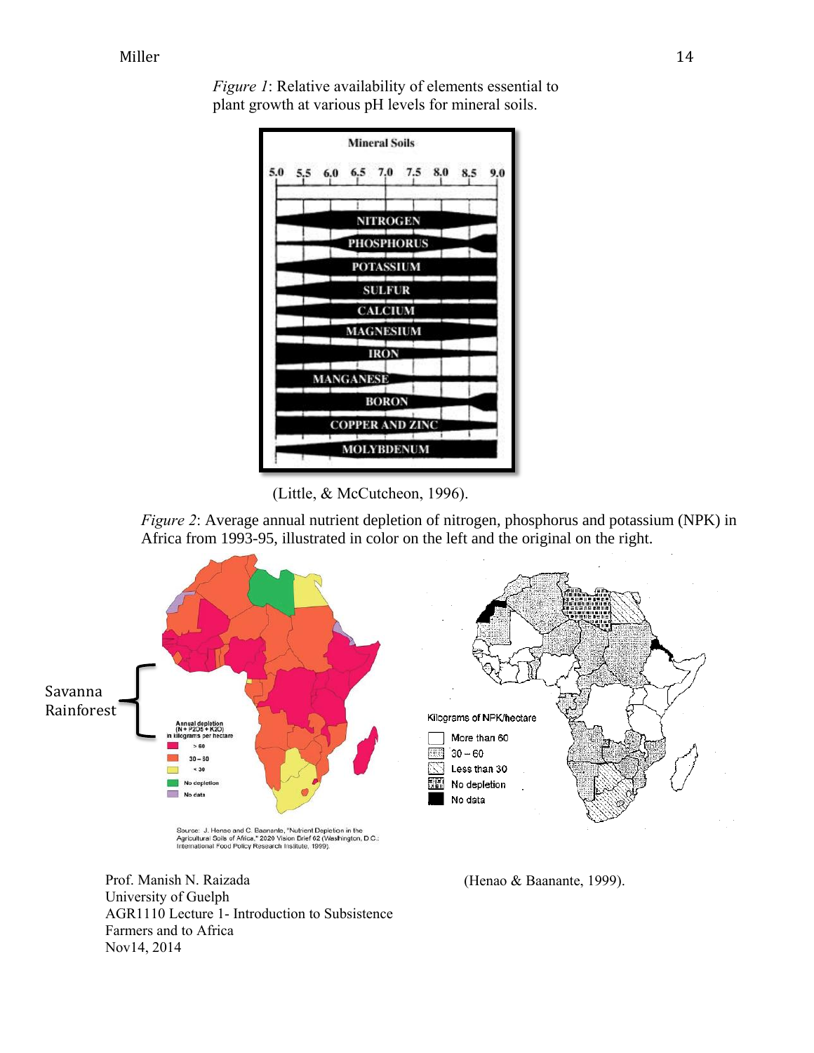*Figure 1*: Relative availability of elements essential to plant growth at various pH levels for mineral soils.

(Little, & McCutcheon, 1996).

*Figure 2*: Average annual nutrient depletion of nitrogen, phosphorus and potassium (NPK) in Africa from 1993-95, illustrated in color on the left and the original on the right.

Savanna
Rainforest

(Henao & Baanante, 1999).

Prof. Manish N. Raizada
University of Guelph
AGR1110 Lecture 1- Introduction to Subsistence Farmers and to Africa
Nov14, 2014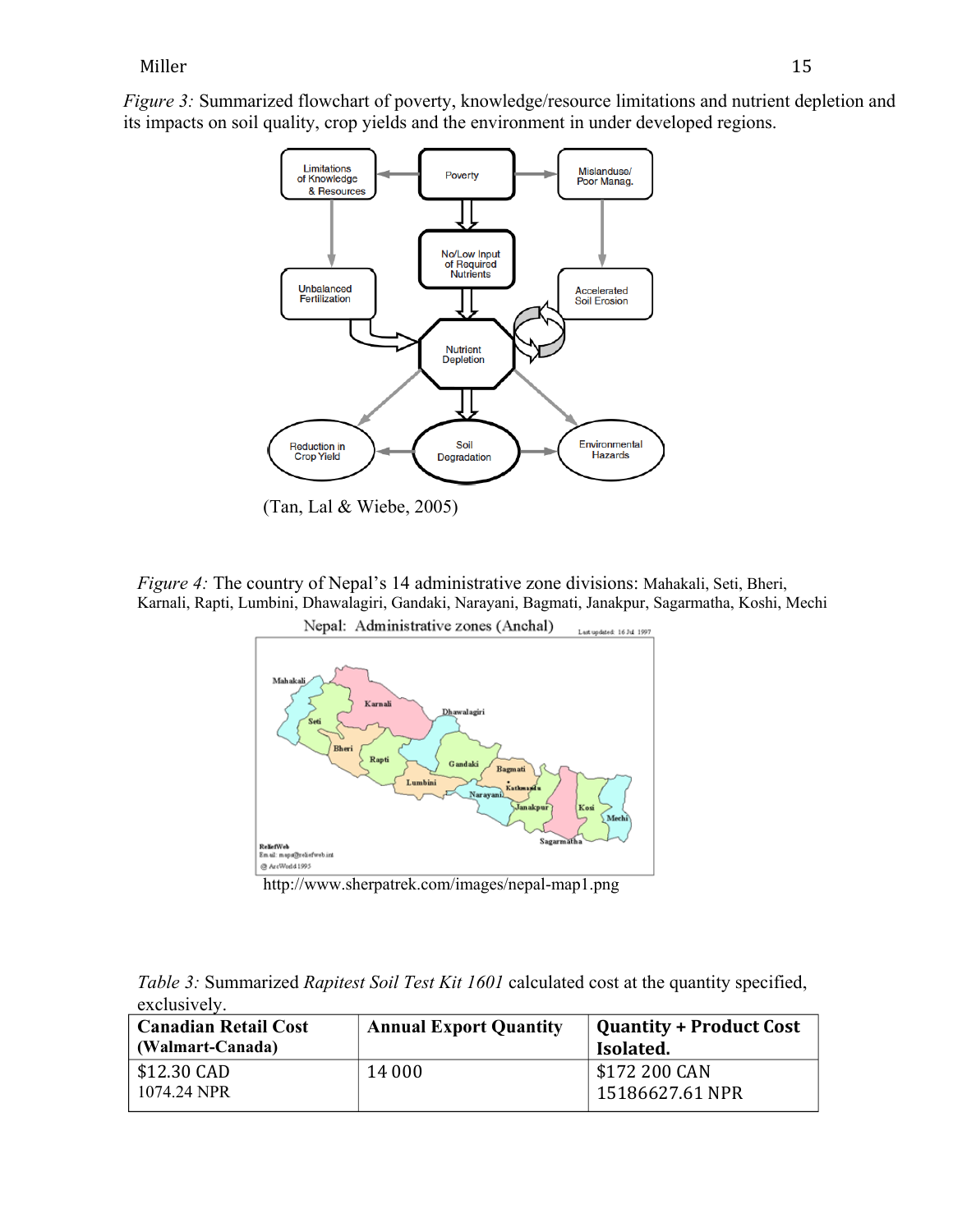*Figure 3:* Summarized flowchart of poverty, knowledge/resource limitations and nutrient depletion and its impacts on soil quality, crop yields and the environment in under developed regions.

(Tan, Lal & Wiebe, 2005)

*Figure 4:* The country of Nepal's 14 administrative zone divisions: Mahakali, Seti, Bheri, Karnali, Rapti, Lumbini, Dhawalagiri, Gandaki, Narayani, Bagmati, Janakpur, Sagarmatha, Koshi, Mechi

http://www.sherpatrek.com/images/nepal-map1.png

*Table 3:* Summarized *Rapitest Soil Test Kit 1601* calculated cost at the quantity specified, exclusively.

| **Canadian Retail Cost (Walmart-Canada)** | **Annual Export Quantity** | **Quantity + Product Cost Isolated.** |
|---|---|---|
| \$12.30 CAD<br>1074.24 NPR | 14 000 | \$172 200 CAN<br>15186627.61 NPR |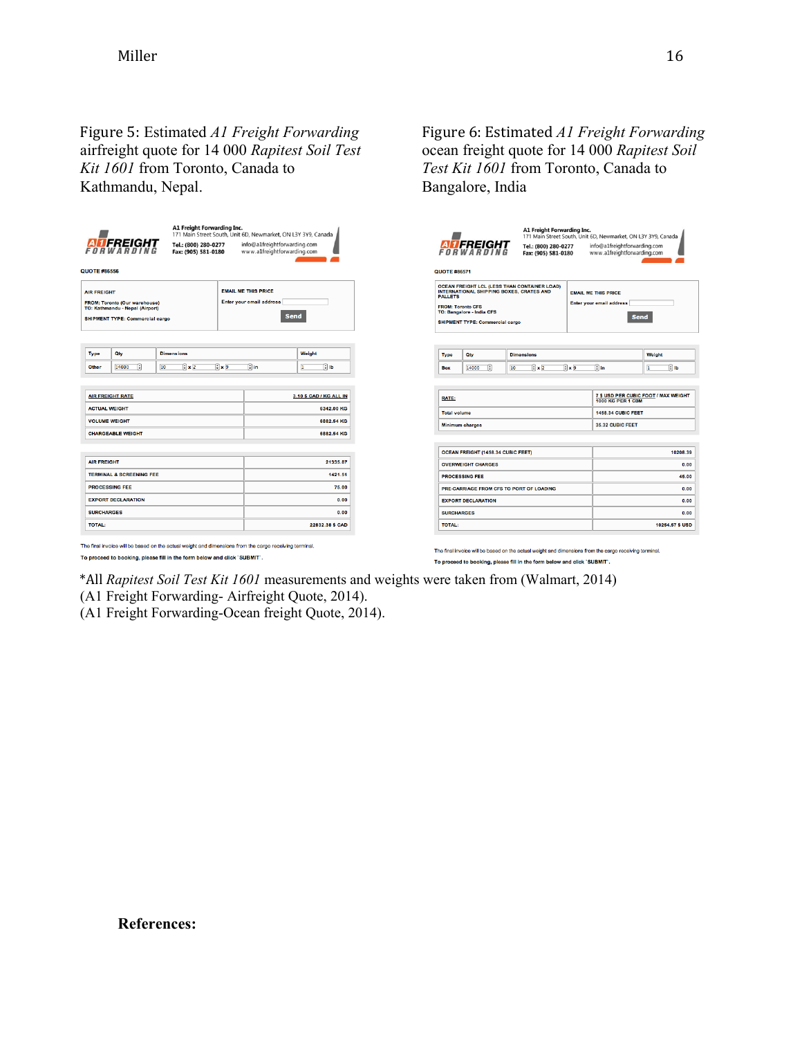Figure 5: Estimated *A1 Freight Forwarding* airfreight quote for 14 000 *Rapitest Soil Test Kit 1601* from Toronto, Canada to Kathmandu, Nepal.

A1 Freight Forwarding Inc.
171 Main Street South, Unit 6D, Newmarket, ON L3Y 3Y9, Canada
Tel.: (800) 280-0277 info@a1freightforwarding.com
Fax: (905) 581-0180 www.a1freightforwarding.com

QUOTE #86556

AIR FREIGHT
FROM: Toronto (Our warehouse)
TO: Kathmandu - Nepal (Airport)
SHIPMENT TYPE: Commercial cargo

EMAIL ME THIS PRICE
Enter your email address
Send

| Type | Qty | Dimensions | Weight |
|---|---|---|---|
| Other | 14000 | 10 x 2 x 9 in | 1 lb |

| | |
|---|---|
| AIR FREIGHT RATE | 3.19 $ CAD / KG ALL IN |
| ACTUAL WEIGHT | 6342.00 KG |
| VOLUME WEIGHT | 6682.54 KG |
| CHARGEABLE WEIGHT | 6682.54 KG |

| | |
|---|---|
| AIR FREIGHT | 21335.87 |
| TERMINAL & SCREENING FEE | 1421.51 |
| PROCESSING FEE | 75.00 |
| EXPORT DECLARATION | 0.00 |
| SURCHARGES | 0.00 |
| TOTAL: | 22832.38 $ CAD |

The final invoice will be based on the actual weight and dimensions from the cargo receiving terminal.

To proceed to booking, please fill in the form below and click `SUBMIT`.

Figure 6: Estimated *A1 Freight Forwarding* ocean freight quote for 14 000 *Rapitest Soil Test Kit 1601* from Toronto, Canada to Bangalore, India

A1 Freight Forwarding Inc.
171 Main Street South, Unit 6D, Newmarket, ON L3Y 3Y9, Canada
Tel.: (800) 280-0277 info@a1freightforwarding.com
Fax: (905) 581-0180 www.a1freightforwarding.com

QUOTE #86571

OCEAN FREIGHT LCL (LESS THAN CONTAINER LOAD) INTERNATIONAL SHIPPING BOXES, CRATES AND PALLETS
FROM: Toronto CFS
TO: Bangalore - India CFS
SHIPMENT TYPE: Commercial cargo

EMAIL ME THIS PRICE
Enter your email address
Send

| Type | Qty | Dimensions | Weight |
|---|---|---|---|
| Box | 14000 | 10 x 2 x 9 in | 1 lb |

| | |
|---|---|
| RATE: | 7 $ USD PER CUBIC FOOT / MAX WEIGHT 1000 KG PER 1 CBM |
| Total volume | 1458.34 CUBIC FEET |
| Minimum charges | 35.32 CUBIC FEET |

| | |
|---|---|
| OCEAN FREIGHT (1458.34 CUBIC FEET) | 10208.39 |
| OVERWEIGHT CHARGES | 0.00 |
| PROCESSING FEE | 45.00 |
| PRE-CARRIAGE FROM CFS TO PORT OF LOADING | 0.00 |
| EXPORT DECLARATION | 0.00 |
| SURCHARGES | 0.00 |
| TOTAL: | 10254.57 $ USD |

The final invoice will be based on the actual weight and dimensions from the cargo receiving terminal.

To proceed to booking, please fill in the form below and click `SUBMIT`.

*All *Rapitest Soil Test Kit 1601* measurements and weights were taken from (Walmart, 2014)
(A1 Freight Forwarding- Airfreight Quote, 2014).
(A1 Freight Forwarding-Ocean freight Quote, 2014).

**References:**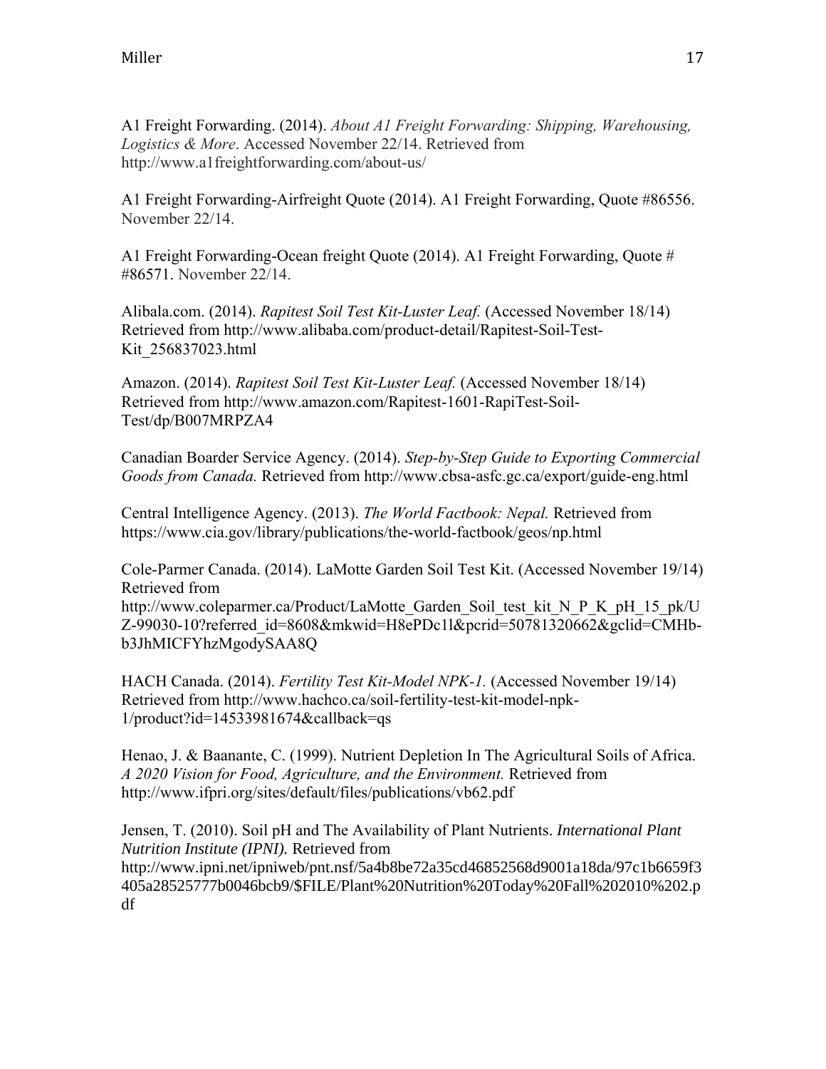A1 Freight Forwarding. (2014). *About A1 Freight Forwarding: Shipping, Warehousing, Logistics & More*. Accessed November 22/14. Retrieved from http://www.a1freightforwarding.com/about-us/

A1 Freight Forwarding-Airfreight Quote (2014). A1 Freight Forwarding, Quote #86556. November 22/14.

A1 Freight Forwarding-Ocean freight Quote (2014). A1 Freight Forwarding, Quote # #86571. November 22/14.

Alibala.com. (2014). *Rapitest Soil Test Kit-Luster Leaf.* (Accessed November 18/14) Retrieved from http://www.alibaba.com/product-detail/Rapitest-Soil-Test-Kit_256837023.html

Amazon. (2014). *Rapitest Soil Test Kit-Luster Leaf.* (Accessed November 18/14) Retrieved from http://www.amazon.com/Rapitest-1601-RapiTest-Soil-Test/dp/B007MRPZA4

Canadian Boarder Service Agency. (2014). *Step-by-Step Guide to Exporting Commercial Goods from Canada.* Retrieved from http://www.cbsa-asfc.gc.ca/export/guide-eng.html

Central Intelligence Agency. (2013). *The World Factbook: Nepal.* Retrieved from https://www.cia.gov/library/publications/the-world-factbook/geos/np.html

Cole-Parmer Canada. (2014). LaMotte Garden Soil Test Kit. (Accessed November 19/14) Retrieved from http://www.coleparmer.ca/Product/LaMotte_Garden_Soil_test_kit_N_P_K_pH_15_pk/UZ-99030-10?referred_id=8608&mkwid=H8ePDc1l&pcrid=50781320662&gclid=CMHb-b3JhMICFYhzMgodySAA8Q

HACH Canada. (2014). *Fertility Test Kit-Model NPK-1.* (Accessed November 19/14) Retrieved from http://www.hachco.ca/soil-fertility-test-kit-model-npk-1/product?id=14533981674&callback=qs

Henao, J. & Baanante, C. (1999). Nutrient Depletion In The Agricultural Soils of Africa. *A 2020 Vision for Food, Agriculture, and the Environment.* Retrieved from http://www.ifpri.org/sites/default/files/publications/vb62.pdf

Jensen, T. (2010). Soil pH and The Availability of Plant Nutrients. *International Plant Nutrition Institute (IPNI).* Retrieved from http://www.ipni.net/ipniweb/pnt.nsf/5a4b8be72a35cd46852568d9001a18da/97c1b6659f3405a28525777b0046bcb9/$FILE/Plant%20Nutrition%20Today%20Fall%202010%202.pdf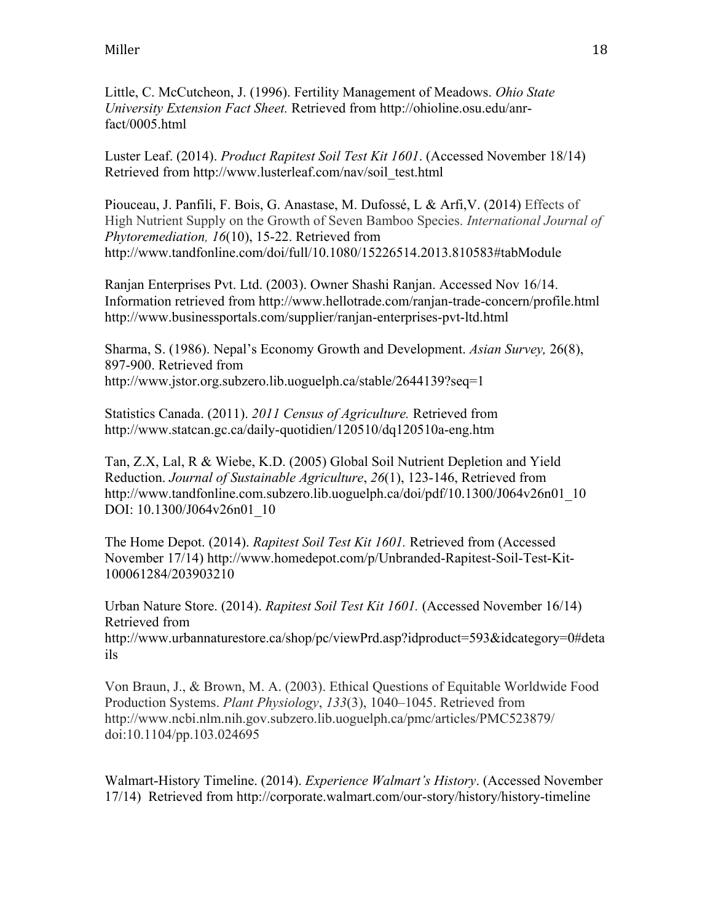Little, C. McCutcheon, J. (1996). Fertility Management of Meadows. *Ohio State University Extension Fact Sheet.* Retrieved from http://ohioline.osu.edu/anr-fact/0005.html

Luster Leaf. (2014). *Product Rapitest Soil Test Kit 1601*. (Accessed November 18/14) Retrieved from http://www.lusterleaf.com/nav/soil_test.html

Piouceau, J. Panfili, F. Bois, G. Anastase, M. Dufossé, L & Arfi,V. (2014) Effects of High Nutrient Supply on the Growth of Seven Bamboo Species. *International Journal of Phytoremediation, 16*(10), 15-22. Retrieved from http://www.tandfonline.com/doi/full/10.1080/15226514.2013.810583#tabModule

Ranjan Enterprises Pvt. Ltd. (2003). Owner Shashi Ranjan. Accessed Nov 16/14. Information retrieved from http://www.hellotrade.com/ranjan-trade-concern/profile.html http://www.businessportals.com/supplier/ranjan-enterprises-pvt-ltd.html

Sharma, S. (1986). Nepal's Economy Growth and Development. *Asian Survey,* 26(8), 897-900. Retrieved from http://www.jstor.org.subzero.lib.uoguelph.ca/stable/2644139?seq=1

Statistics Canada. (2011). *2011 Census of Agriculture.* Retrieved from http://www.statcan.gc.ca/daily-quotidien/120510/dq120510a-eng.htm

Tan, Z.X, Lal, R & Wiebe, K.D. (2005) Global Soil Nutrient Depletion and Yield Reduction. *Journal of Sustainable Agriculture*, *26*(1), 123-146, Retrieved from http://www.tandfonline.com.subzero.lib.uoguelph.ca/doi/pdf/10.1300/J064v26n01_10 DOI: 10.1300/J064v26n01_10

The Home Depot. (2014). *Rapitest Soil Test Kit 1601.* Retrieved from (Accessed November 17/14) http://www.homedepot.com/p/Unbranded-Rapitest-Soil-Test-Kit-100061284/203903210

Urban Nature Store. (2014). *Rapitest Soil Test Kit 1601.* (Accessed November 16/14) Retrieved from http://www.urbannaturestore.ca/shop/pc/viewPrd.asp?idproduct=593&idcategory=0#details

Von Braun, J., & Brown, M. A. (2003). Ethical Questions of Equitable Worldwide Food Production Systems. *Plant Physiology*, *133*(3), 1040–1045. Retrieved from http://www.ncbi.nlm.nih.gov.subzero.lib.uoguelph.ca/pmc/articles/PMC523879/ doi:10.1104/pp.103.024695

Walmart-History Timeline. (2014). *Experience Walmart's History*. (Accessed November 17/14) Retrieved from http://corporate.walmart.com/our-story/history/history-timeline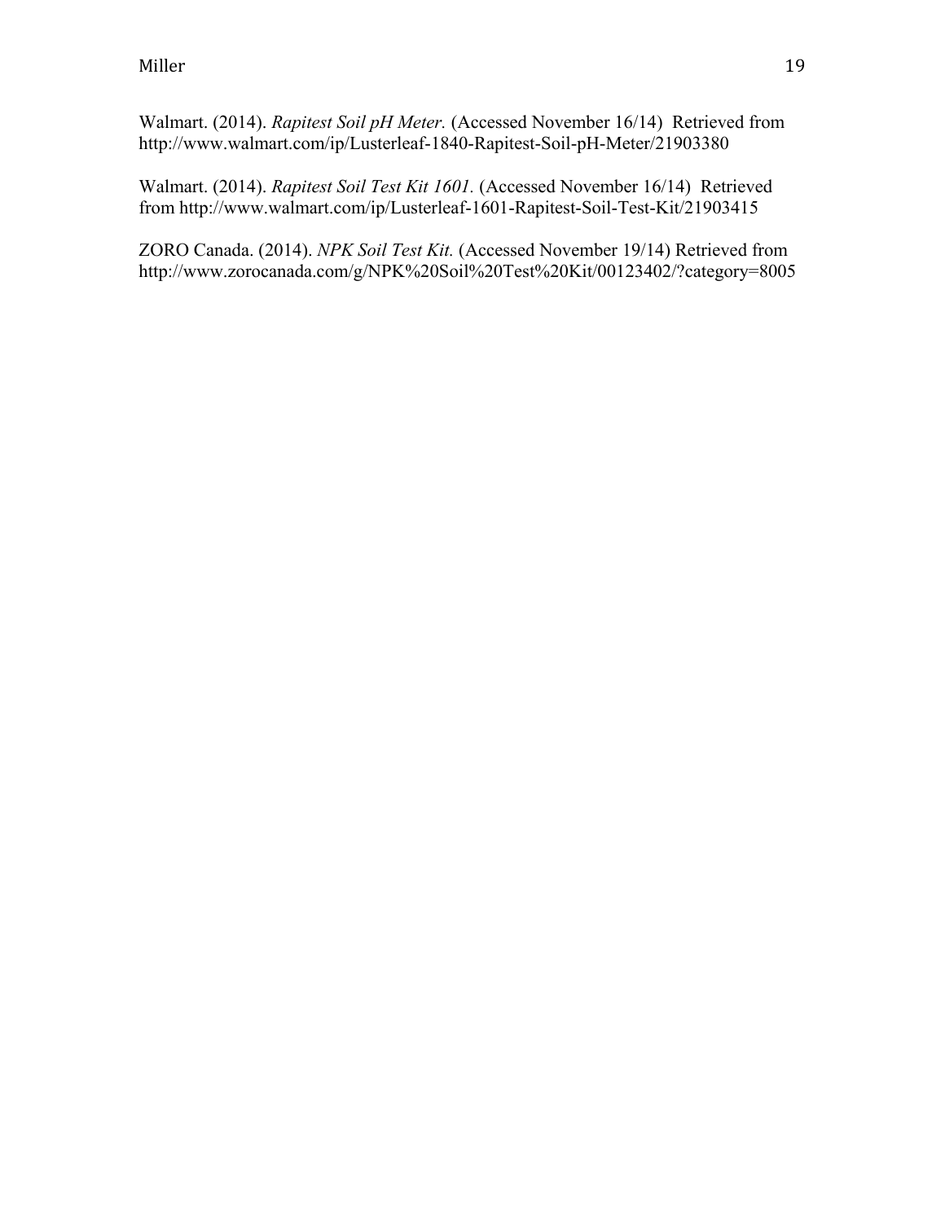Walmart. (2014). *Rapitest Soil pH Meter.* (Accessed November 16/14) Retrieved from http://www.walmart.com/ip/Lusterleaf-1840-Rapitest-Soil-pH-Meter/21903380

Walmart. (2014). *Rapitest Soil Test Kit 1601.* (Accessed November 16/14) Retrieved from http://www.walmart.com/ip/Lusterleaf-1601-Rapitest-Soil-Test-Kit/21903415

ZORO Canada. (2014). *NPK Soil Test Kit.* (Accessed November 19/14) Retrieved from http://www.zorocanada.com/g/NPK%20Soil%20Test%20Kit/00123402/?category=8005